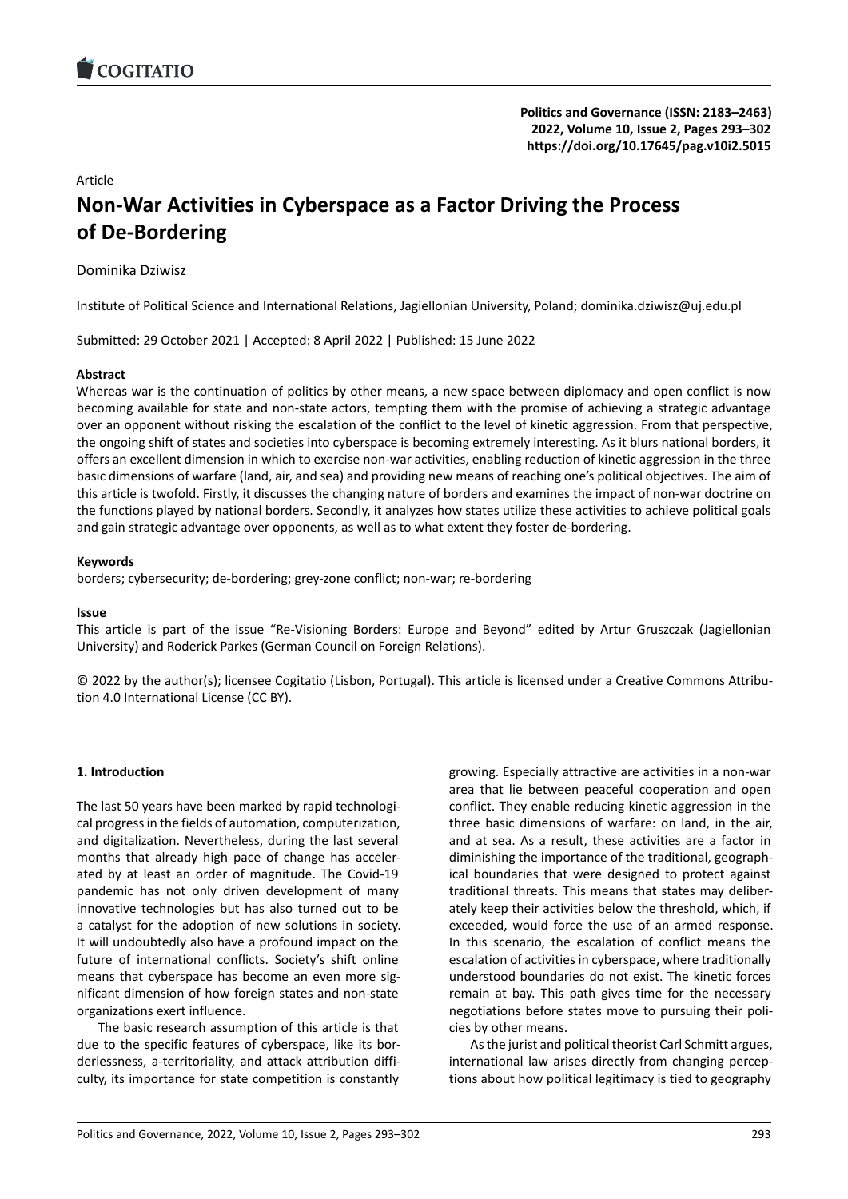Politics and Governance (ISSN: 2183–2463)
2022, Volume 10, Issue 2, Pages 293–302
https://doi.org/10.17645/pag.v10i2.5015

Article

# Non-War Activities in Cyberspace as a Factor Driving the Process of De-Bordering

Dominika Dziwisz

Institute of Political Science and International Relations, Jagiellonian University, Poland; dominika.dziwisz@uj.edu.pl

Submitted: 29 October 2021 | Accepted: 8 April 2022 | Published: 15 June 2022

**Abstract**

Whereas war is the continuation of politics by other means, a new space between diplomacy and open conflict is now becoming available for state and non-state actors, tempting them with the promise of achieving a strategic advantage over an opponent without risking the escalation of the conflict to the level of kinetic aggression. From that perspective, the ongoing shift of states and societies into cyberspace is becoming extremely interesting. As it blurs national borders, it offers an excellent dimension in which to exercise non-war activities, enabling reduction of kinetic aggression in the three basic dimensions of warfare (land, air, and sea) and providing new means of reaching one's political objectives. The aim of this article is twofold. Firstly, it discusses the changing nature of borders and examines the impact of non-war doctrine on the functions played by national borders. Secondly, it analyzes how states utilize these activities to achieve political goals and gain strategic advantage over opponents, as well as to what extent they foster de-bordering.

**Keywords**

borders; cybersecurity; de-bordering; grey-zone conflict; non-war; re-bordering

**Issue**

This article is part of the issue "Re-Visioning Borders: Europe and Beyond" edited by Artur Gruszczak (Jagiellonian University) and Roderick Parkes (German Council on Foreign Relations).

© 2022 by the author(s); licensee Cogitatio (Lisbon, Portugal). This article is licensed under a Creative Commons Attribution 4.0 International License (CC BY).

## 1. Introduction

The last 50 years have been marked by rapid technological progress in the fields of automation, computerization, and digitalization. Nevertheless, during the last several months that already high pace of change has accelerated by at least an order of magnitude. The Covid-19 pandemic has not only driven development of many innovative technologies but has also turned out to be a catalyst for the adoption of new solutions in society. It will undoubtedly also have a profound impact on the future of international conflicts. Society's shift online means that cyberspace has become an even more significant dimension of how foreign states and non-state organizations exert influence.

The basic research assumption of this article is that due to the specific features of cyberspace, like its borderlessness, a-territoriality, and attack attribution difficulty, its importance for state competition is constantly growing. Especially attractive are activities in a non-war area that lie between peaceful cooperation and open conflict. They enable reducing kinetic aggression in the three basic dimensions of warfare: on land, in the air, and at sea. As a result, these activities are a factor in diminishing the importance of the traditional, geographical boundaries that were designed to protect against traditional threats. This means that states may deliberately keep their activities below the threshold, which, if exceeded, would force the use of an armed response. In this scenario, the escalation of conflict means the escalation of activities in cyberspace, where traditionally understood boundaries do not exist. The kinetic forces remain at bay. This path gives time for the necessary negotiations before states move to pursuing their policies by other means.

As the jurist and political theorist Carl Schmitt argues, international law arises directly from changing perceptions about how political legitimacy is tied to geography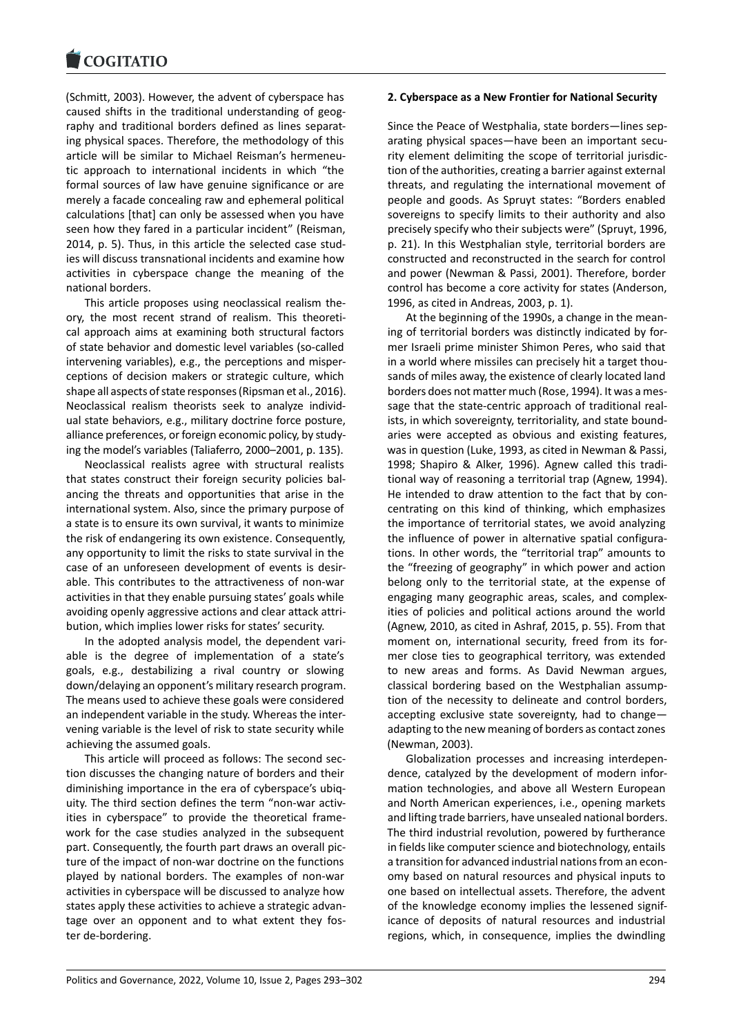(Schmitt, 2003). However, the advent of cyberspace has caused shifts in the traditional understanding of geography and traditional borders defined as lines separating physical spaces. Therefore, the methodology of this article will be similar to Michael Reisman's hermeneutic approach to international incidents in which "the formal sources of law have genuine significance or are merely a facade concealing raw and ephemeral political calculations [that] can only be assessed when you have seen how they fared in a particular incident" (Reisman, 2014, p. 5). Thus, in this article the selected case studies will discuss transnational incidents and examine how activities in cyberspace change the meaning of the national borders.

This article proposes using neoclassical realism theory, the most recent strand of realism. This theoretical approach aims at examining both structural factors of state behavior and domestic level variables (so-called intervening variables), e.g., the perceptions and misperceptions of decision makers or strategic culture, which shape all aspects of state responses (Ripsman et al., 2016). Neoclassical realism theorists seek to analyze individual state behaviors, e.g., military doctrine force posture, alliance preferences, or foreign economic policy, by studying the model's variables (Taliaferro, 2000–2001, p. 135).

Neoclassical realists agree with structural realists that states construct their foreign security policies balancing the threats and opportunities that arise in the international system. Also, since the primary purpose of a state is to ensure its own survival, it wants to minimize the risk of endangering its own existence. Consequently, any opportunity to limit the risks to state survival in the case of an unforeseen development of events is desirable. This contributes to the attractiveness of non-war activities in that they enable pursuing states' goals while avoiding openly aggressive actions and clear attack attribution, which implies lower risks for states' security.

In the adopted analysis model, the dependent variable is the degree of implementation of a state's goals, e.g., destabilizing a rival country or slowing down/delaying an opponent's military research program. The means used to achieve these goals were considered an independent variable in the study. Whereas the intervening variable is the level of risk to state security while achieving the assumed goals.

This article will proceed as follows: The second section discusses the changing nature of borders and their diminishing importance in the era of cyberspace's ubiquity. The third section defines the term "non-war activities in cyberspace" to provide the theoretical framework for the case studies analyzed in the subsequent part. Consequently, the fourth part draws an overall picture of the impact of non-war doctrine on the functions played by national borders. The examples of non-war activities in cyberspace will be discussed to analyze how states apply these activities to achieve a strategic advantage over an opponent and to what extent they foster de-bordering.

## 2. Cyberspace as a New Frontier for National Security

Since the Peace of Westphalia, state borders—lines separating physical spaces—have been an important security element delimiting the scope of territorial jurisdiction of the authorities, creating a barrier against external threats, and regulating the international movement of people and goods. As Spruyt states: "Borders enabled sovereigns to specify limits to their authority and also precisely specify who their subjects were" (Spruyt, 1996, p. 21). In this Westphalian style, territorial borders are constructed and reconstructed in the search for control and power (Newman & Passi, 2001). Therefore, border control has become a core activity for states (Anderson, 1996, as cited in Andreas, 2003, p. 1).

At the beginning of the 1990s, a change in the meaning of territorial borders was distinctly indicated by former Israeli prime minister Shimon Peres, who said that in a world where missiles can precisely hit a target thousands of miles away, the existence of clearly located land borders does not matter much (Rose, 1994). It was a message that the state-centric approach of traditional realists, in which sovereignty, territoriality, and state boundaries were accepted as obvious and existing features, was in question (Luke, 1993, as cited in Newman & Passi, 1998; Shapiro & Alker, 1996). Agnew called this traditional way of reasoning a territorial trap (Agnew, 1994). He intended to draw attention to the fact that by concentrating on this kind of thinking, which emphasizes the importance of territorial states, we avoid analyzing the influence of power in alternative spatial configurations. In other words, the "territorial trap" amounts to the "freezing of geography" in which power and action belong only to the territorial state, at the expense of engaging many geographic areas, scales, and complexities of policies and political actions around the world (Agnew, 2010, as cited in Ashraf, 2015, p. 55). From that moment on, international security, freed from its former close ties to geographical territory, was extended to new areas and forms. As David Newman argues, classical bordering based on the Westphalian assumption of the necessity to delineate and control borders, accepting exclusive state sovereignty, had to change—adapting to the new meaning of borders as contact zones (Newman, 2003).

Globalization processes and increasing interdependence, catalyzed by the development of modern information technologies, and above all Western European and North American experiences, i.e., opening markets and lifting trade barriers, have unsealed national borders. The third industrial revolution, powered by furtherance in fields like computer science and biotechnology, entails a transition for advanced industrial nations from an economy based on natural resources and physical inputs to one based on intellectual assets. Therefore, the advent of the knowledge economy implies the lessened significance of deposits of natural resources and industrial regions, which, in consequence, implies the dwindling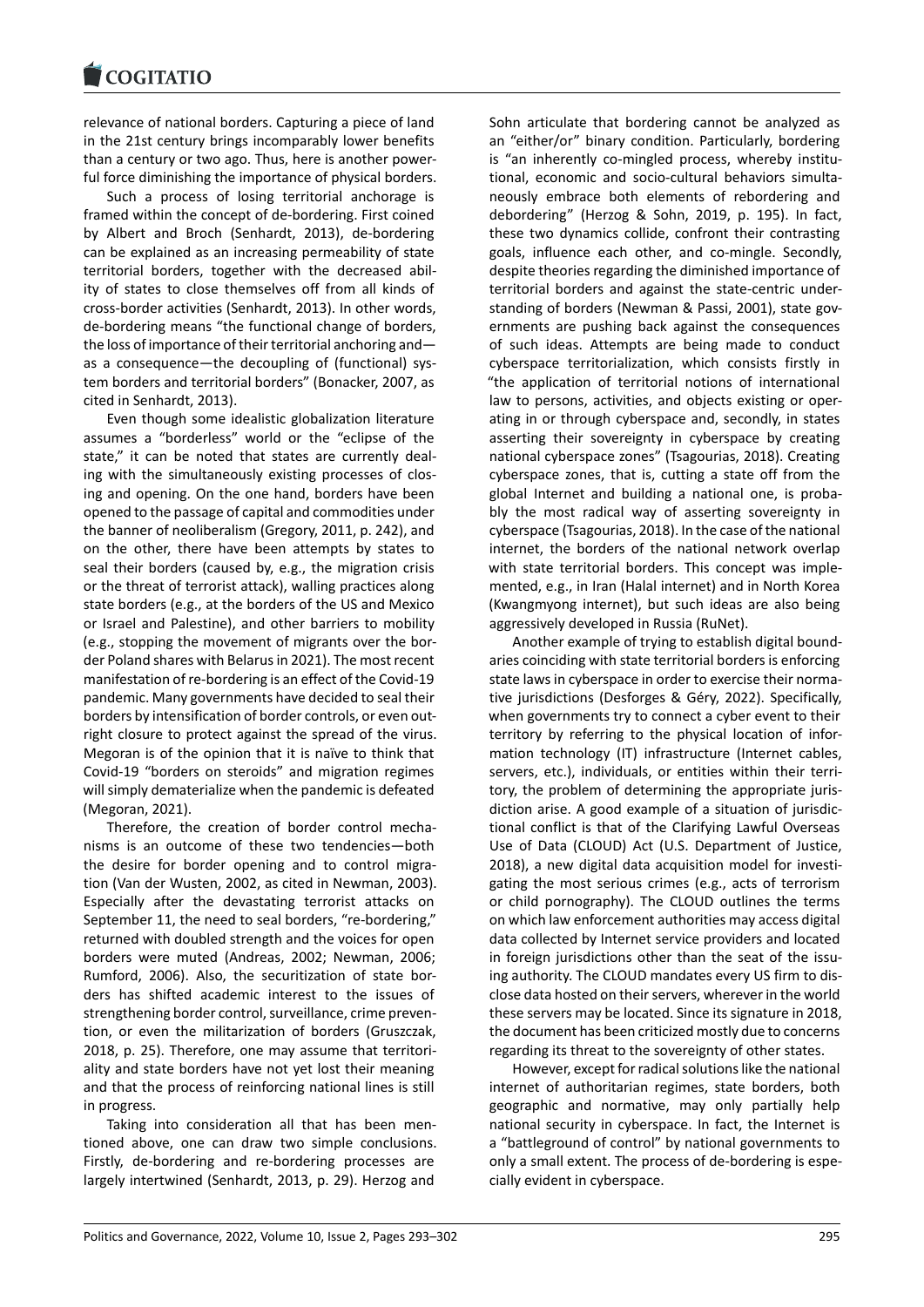relevance of national borders. Capturing a piece of land in the 21st century brings incomparably lower benefits than a century or two ago. Thus, here is another powerful force diminishing the importance of physical borders.

Such a process of losing territorial anchorage is framed within the concept of de-bordering. First coined by Albert and Broch (Senhardt, 2013), de-bordering can be explained as an increasing permeability of state territorial borders, together with the decreased ability of states to close themselves off from all kinds of cross-border activities (Senhardt, 2013). In other words, de-bordering means "the functional change of borders, the loss of importance of their territorial anchoring and—as a consequence—the decoupling of (functional) system borders and territorial borders" (Bonacker, 2007, as cited in Senhardt, 2013).

Even though some idealistic globalization literature assumes a "borderless" world or the "eclipse of the state," it can be noted that states are currently dealing with the simultaneously existing processes of closing and opening. On the one hand, borders have been opened to the passage of capital and commodities under the banner of neoliberalism (Gregory, 2011, p. 242), and on the other, there have been attempts by states to seal their borders (caused by, e.g., the migration crisis or the threat of terrorist attack), walling practices along state borders (e.g., at the borders of the US and Mexico or Israel and Palestine), and other barriers to mobility (e.g., stopping the movement of migrants over the border Poland shares with Belarus in 2021). The most recent manifestation of re-bordering is an effect of the Covid-19 pandemic. Many governments have decided to seal their borders by intensification of border controls, or even outright closure to protect against the spread of the virus. Megoran is of the opinion that it is naïve to think that Covid-19 "borders on steroids" and migration regimes will simply dematerialize when the pandemic is defeated (Megoran, 2021).

Therefore, the creation of border control mechanisms is an outcome of these two tendencies—both the desire for border opening and to control migration (Van der Wusten, 2002, as cited in Newman, 2003). Especially after the devastating terrorist attacks on September 11, the need to seal borders, "re-bordering," returned with doubled strength and the voices for open borders were muted (Andreas, 2002; Newman, 2006; Rumford, 2006). Also, the securitization of state borders has shifted academic interest to the issues of strengthening border control, surveillance, crime prevention, or even the militarization of borders (Gruszczak, 2018, p. 25). Therefore, one may assume that territoriality and state borders have not yet lost their meaning and that the process of reinforcing national lines is still in progress.

Taking into consideration all that has been mentioned above, one can draw two simple conclusions. Firstly, de-bordering and re-bordering processes are largely intertwined (Senhardt, 2013, p. 29). Herzog and Sohn articulate that bordering cannot be analyzed as an "either/or" binary condition. Particularly, bordering is "an inherently co-mingled process, whereby institutional, economic and socio-cultural behaviors simultaneously embrace both elements of rebordering and debordering" (Herzog & Sohn, 2019, p. 195). In fact, these two dynamics collide, confront their contrasting goals, influence each other, and co-mingle. Secondly, despite theories regarding the diminished importance of territorial borders and against the state-centric understanding of borders (Newman & Passi, 2001), state governments are pushing back against the consequences of such ideas. Attempts are being made to conduct cyberspace territorialization, which consists firstly in "the application of territorial notions of international law to persons, activities, and objects existing or operating in or through cyberspace and, secondly, in states asserting their sovereignty in cyberspace by creating national cyberspace zones" (Tsagourias, 2018). Creating cyberspace zones, that is, cutting a state off from the global Internet and building a national one, is probably the most radical way of asserting sovereignty in cyberspace (Tsagourias, 2018). In the case of the national internet, the borders of the national network overlap with state territorial borders. This concept was implemented, e.g., in Iran (Halal internet) and in North Korea (Kwangmyong internet), but such ideas are also being aggressively developed in Russia (RuNet).

Another example of trying to establish digital boundaries coinciding with state territorial borders is enforcing state laws in cyberspace in order to exercise their normative jurisdictions (Desforges & Géry, 2022). Specifically, when governments try to connect a cyber event to their territory by referring to the physical location of information technology (IT) infrastructure (Internet cables, servers, etc.), individuals, or entities within their territory, the problem of determining the appropriate jurisdiction arise. A good example of a situation of jurisdictional conflict is that of the Clarifying Lawful Overseas Use of Data (CLOUD) Act (U.S. Department of Justice, 2018), a new digital data acquisition model for investigating the most serious crimes (e.g., acts of terrorism or child pornography). The CLOUD outlines the terms on which law enforcement authorities may access digital data collected by Internet service providers and located in foreign jurisdictions other than the seat of the issuing authority. The CLOUD mandates every US firm to disclose data hosted on their servers, wherever in the world these servers may be located. Since its signature in 2018, the document has been criticized mostly due to concerns regarding its threat to the sovereignty of other states.

However, except for radical solutions like the national internet of authoritarian regimes, state borders, both geographic and normative, may only partially help national security in cyberspace. In fact, the Internet is a "battleground of control" by national governments to only a small extent. The process of de-bordering is especially evident in cyberspace.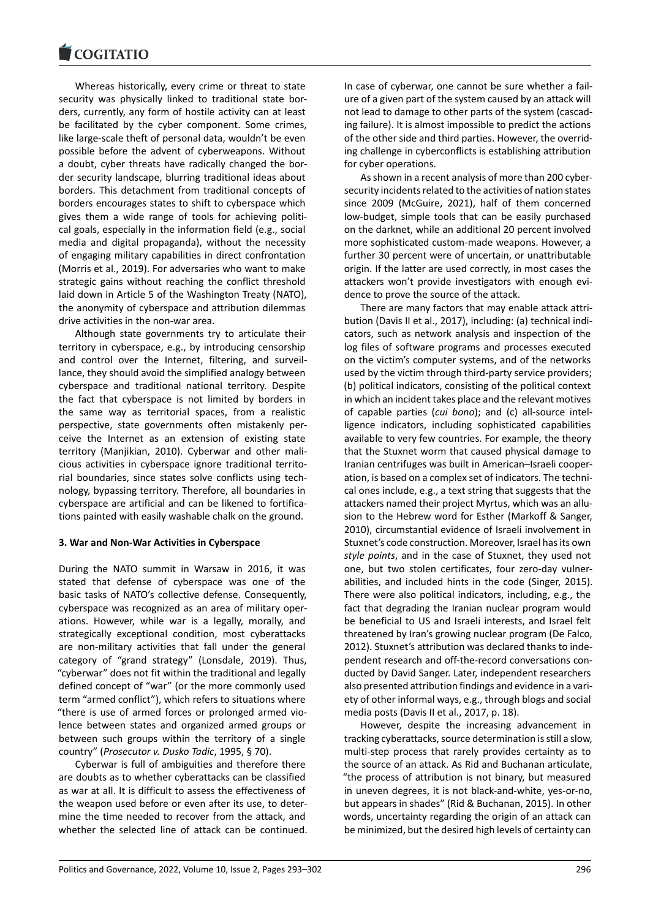Whereas historically, every crime or threat to state security was physically linked to traditional state borders, currently, any form of hostile activity can at least be facilitated by the cyber component. Some crimes, like large-scale theft of personal data, wouldn't be even possible before the advent of cyberweapons. Without a doubt, cyber threats have radically changed the border security landscape, blurring traditional ideas about borders. This detachment from traditional concepts of borders encourages states to shift to cyberspace which gives them a wide range of tools for achieving political goals, especially in the information field (e.g., social media and digital propaganda), without the necessity of engaging military capabilities in direct confrontation (Morris et al., 2019). For adversaries who want to make strategic gains without reaching the conflict threshold laid down in Article 5 of the Washington Treaty (NATO), the anonymity of cyberspace and attribution dilemmas drive activities in the non-war area.

Although state governments try to articulate their territory in cyberspace, e.g., by introducing censorship and control over the Internet, filtering, and surveillance, they should avoid the simplified analogy between cyberspace and traditional national territory. Despite the fact that cyberspace is not limited by borders in the same way as territorial spaces, from a realistic perspective, state governments often mistakenly perceive the Internet as an extension of existing state territory (Manjikian, 2010). Cyberwar and other malicious activities in cyberspace ignore traditional territorial boundaries, since states solve conflicts using technology, bypassing territory. Therefore, all boundaries in cyberspace are artificial and can be likened to fortifications painted with easily washable chalk on the ground.

## 3. War and Non-War Activities in Cyberspace

During the NATO summit in Warsaw in 2016, it was stated that defense of cyberspace was one of the basic tasks of NATO's collective defense. Consequently, cyberspace was recognized as an area of military operations. However, while war is a legally, morally, and strategically exceptional condition, most cyberattacks are non-military activities that fall under the general category of "grand strategy" (Lonsdale, 2019). Thus, "cyberwar" does not fit within the traditional and legally defined concept of "war" (or the more commonly used term "armed conflict"), which refers to situations where "there is use of armed forces or prolonged armed violence between states and organized armed groups or between such groups within the territory of a single country" (*Prosecutor v. Dusko Tadic*, 1995, § 70).

Cyberwar is full of ambiguities and therefore there are doubts as to whether cyberattacks can be classified as war at all. It is difficult to assess the effectiveness of the weapon used before or even after its use, to determine the time needed to recover from the attack, and whether the selected line of attack can be continued. In case of cyberwar, one cannot be sure whether a failure of a given part of the system caused by an attack will not lead to damage to other parts of the system (cascading failure). It is almost impossible to predict the actions of the other side and third parties. However, the overriding challenge in cyberconflicts is establishing attribution for cyber operations.

As shown in a recent analysis of more than 200 cybersecurity incidents related to the activities of nation states since 2009 (McGuire, 2021), half of them concerned low-budget, simple tools that can be easily purchased on the darknet, while an additional 20 percent involved more sophisticated custom-made weapons. However, a further 30 percent were of uncertain, or unattributable origin. If the latter are used correctly, in most cases the attackers won't provide investigators with enough evidence to prove the source of the attack.

There are many factors that may enable attack attribution (Davis II et al., 2017), including: (a) technical indicators, such as network analysis and inspection of the log files of software programs and processes executed on the victim's computer systems, and of the networks used by the victim through third-party service providers; (b) political indicators, consisting of the political context in which an incident takes place and the relevant motives of capable parties (*cui bono*); and (c) all-source intelligence indicators, including sophisticated capabilities available to very few countries. For example, the theory that the Stuxnet worm that caused physical damage to Iranian centrifuges was built in American–Israeli cooperation, is based on a complex set of indicators. The technical ones include, e.g., a text string that suggests that the attackers named their project Myrtus, which was an allusion to the Hebrew word for Esther (Markoff & Sanger, 2010), circumstantial evidence of Israeli involvement in Stuxnet's code construction. Moreover, Israel has its own *style points*, and in the case of Stuxnet, they used not one, but two stolen certificates, four zero-day vulnerabilities, and included hints in the code (Singer, 2015). There were also political indicators, including, e.g., the fact that degrading the Iranian nuclear program would be beneficial to US and Israeli interests, and Israel felt threatened by Iran's growing nuclear program (De Falco, 2012). Stuxnet's attribution was declared thanks to independent research and off-the-record conversations conducted by David Sanger. Later, independent researchers also presented attribution findings and evidence in a variety of other informal ways, e.g., through blogs and social media posts (Davis II et al., 2017, p. 18).

However, despite the increasing advancement in tracking cyberattacks, source determination is still a slow, multi-step process that rarely provides certainty as to the source of an attack. As Rid and Buchanan articulate, "the process of attribution is not binary, but measured in uneven degrees, it is not black-and-white, yes-or-no, but appears in shades" (Rid & Buchanan, 2015). In other words, uncertainty regarding the origin of an attack can be minimized, but the desired high levels of certainty can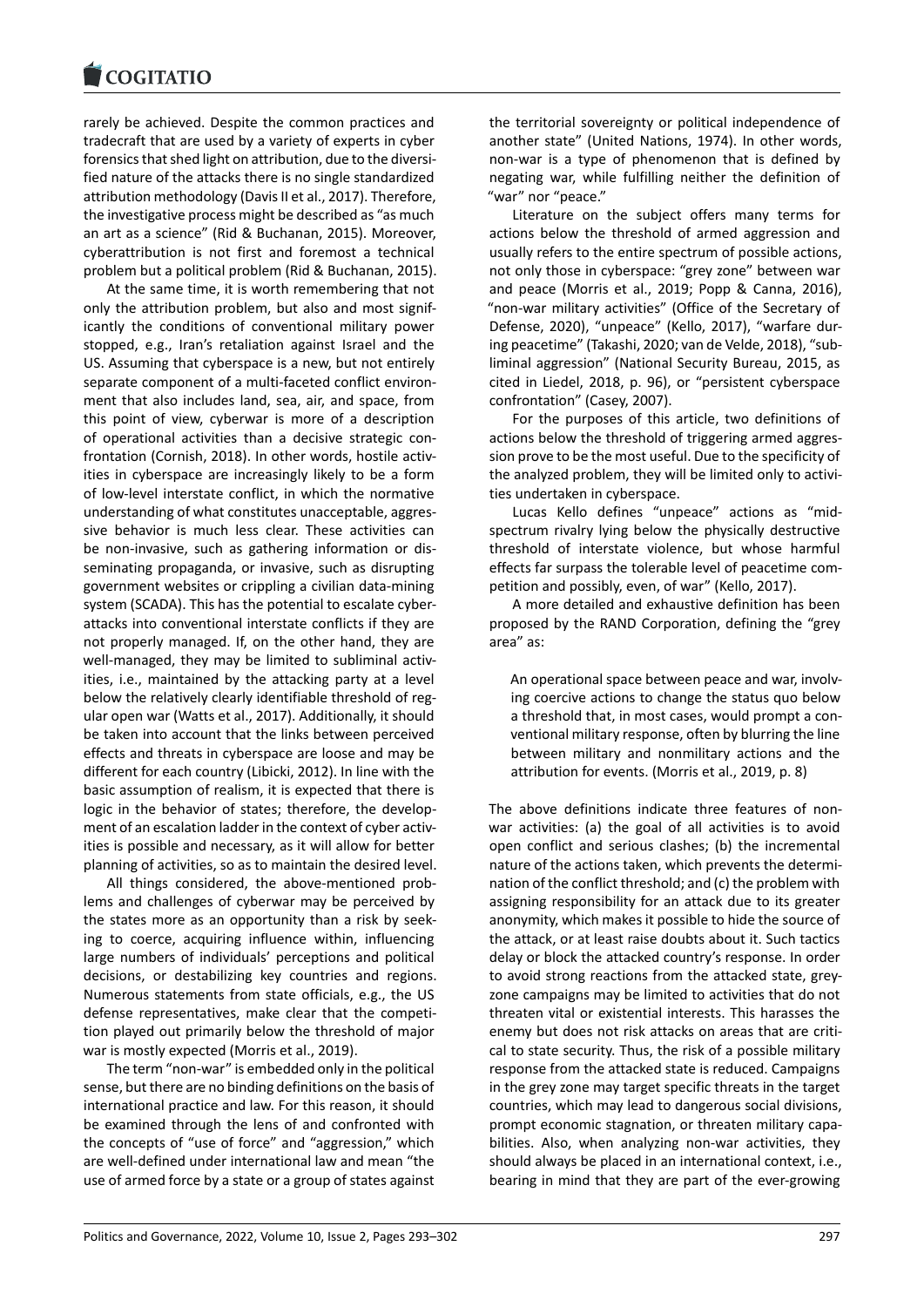rarely be achieved. Despite the common practices and tradecraft that are used by a variety of experts in cyber forensics that shed light on attribution, due to the diversified nature of the attacks there is no single standardized attribution methodology (Davis II et al., 2017). Therefore, the investigative process might be described as "as much an art as a science" (Rid & Buchanan, 2015). Moreover, cyberattribution is not first and foremost a technical problem but a political problem (Rid & Buchanan, 2015).

At the same time, it is worth remembering that not only the attribution problem, but also and most significantly the conditions of conventional military power stopped, e.g., Iran's retaliation against Israel and the US. Assuming that cyberspace is a new, but not entirely separate component of a multi-faceted conflict environment that also includes land, sea, air, and space, from this point of view, cyberwar is more of a description of operational activities than a decisive strategic confrontation (Cornish, 2018). In other words, hostile activities in cyberspace are increasingly likely to be a form of low-level interstate conflict, in which the normative understanding of what constitutes unacceptable, aggressive behavior is much less clear. These activities can be non-invasive, such as gathering information or disseminating propaganda, or invasive, such as disrupting government websites or crippling a civilian data-mining system (SCADA). This has the potential to escalate cyberattacks into conventional interstate conflicts if they are not properly managed. If, on the other hand, they are well-managed, they may be limited to subliminal activities, i.e., maintained by the attacking party at a level below the relatively clearly identifiable threshold of regular open war (Watts et al., 2017). Additionally, it should be taken into account that the links between perceived effects and threats in cyberspace are loose and may be different for each country (Libicki, 2012). In line with the basic assumption of realism, it is expected that there is logic in the behavior of states; therefore, the development of an escalation ladder in the context of cyber activities is possible and necessary, as it will allow for better planning of activities, so as to maintain the desired level.

All things considered, the above-mentioned problems and challenges of cyberwar may be perceived by the states more as an opportunity than a risk by seeking to coerce, acquiring influence within, influencing large numbers of individuals' perceptions and political decisions, or destabilizing key countries and regions. Numerous statements from state officials, e.g., the US defense representatives, make clear that the competition played out primarily below the threshold of major war is mostly expected (Morris et al., 2019).

The term "non-war" is embedded only in the political sense, but there are no binding definitions on the basis of international practice and law. For this reason, it should be examined through the lens of and confronted with the concepts of "use of force" and "aggression," which are well-defined under international law and mean "the use of armed force by a state or a group of states against the territorial sovereignty or political independence of another state" (United Nations, 1974). In other words, non-war is a type of phenomenon that is defined by negating war, while fulfilling neither the definition of "war" nor "peace."

Literature on the subject offers many terms for actions below the threshold of armed aggression and usually refers to the entire spectrum of possible actions, not only those in cyberspace: "grey zone" between war and peace (Morris et al., 2019; Popp & Canna, 2016), "non-war military activities" (Office of the Secretary of Defense, 2020), "unpeace" (Kello, 2017), "warfare during peacetime" (Takashi, 2020; van de Velde, 2018), "subliminal aggression" (National Security Bureau, 2015, as cited in Liedel, 2018, p. 96), or "persistent cyberspace confrontation" (Casey, 2007).

For the purposes of this article, two definitions of actions below the threshold of triggering armed aggression prove to be the most useful. Due to the specificity of the analyzed problem, they will be limited only to activities undertaken in cyberspace.

Lucas Kello defines "unpeace" actions as "mid-spectrum rivalry lying below the physically destructive threshold of interstate violence, but whose harmful effects far surpass the tolerable level of peacetime competition and possibly, even, of war" (Kello, 2017).

A more detailed and exhaustive definition has been proposed by the RAND Corporation, defining the "grey area" as:

> An operational space between peace and war, involving coercive actions to change the status quo below a threshold that, in most cases, would prompt a conventional military response, often by blurring the line between military and nonmilitary actions and the attribution for events. (Morris et al., 2019, p. 8)

The above definitions indicate three features of non-war activities: (a) the goal of all activities is to avoid open conflict and serious clashes; (b) the incremental nature of the actions taken, which prevents the determination of the conflict threshold; and (c) the problem with assigning responsibility for an attack due to its greater anonymity, which makes it possible to hide the source of the attack, or at least raise doubts about it. Such tactics delay or block the attacked country's response. In order to avoid strong reactions from the attacked state, grey-zone campaigns may be limited to activities that do not threaten vital or existential interests. This harasses the enemy but does not risk attacks on areas that are critical to state security. Thus, the risk of a possible military response from the attacked state is reduced. Campaigns in the grey zone may target specific threats in the target countries, which may lead to dangerous social divisions, prompt economic stagnation, or threaten military capabilities. Also, when analyzing non-war activities, they should always be placed in an international context, i.e., bearing in mind that they are part of the ever-growing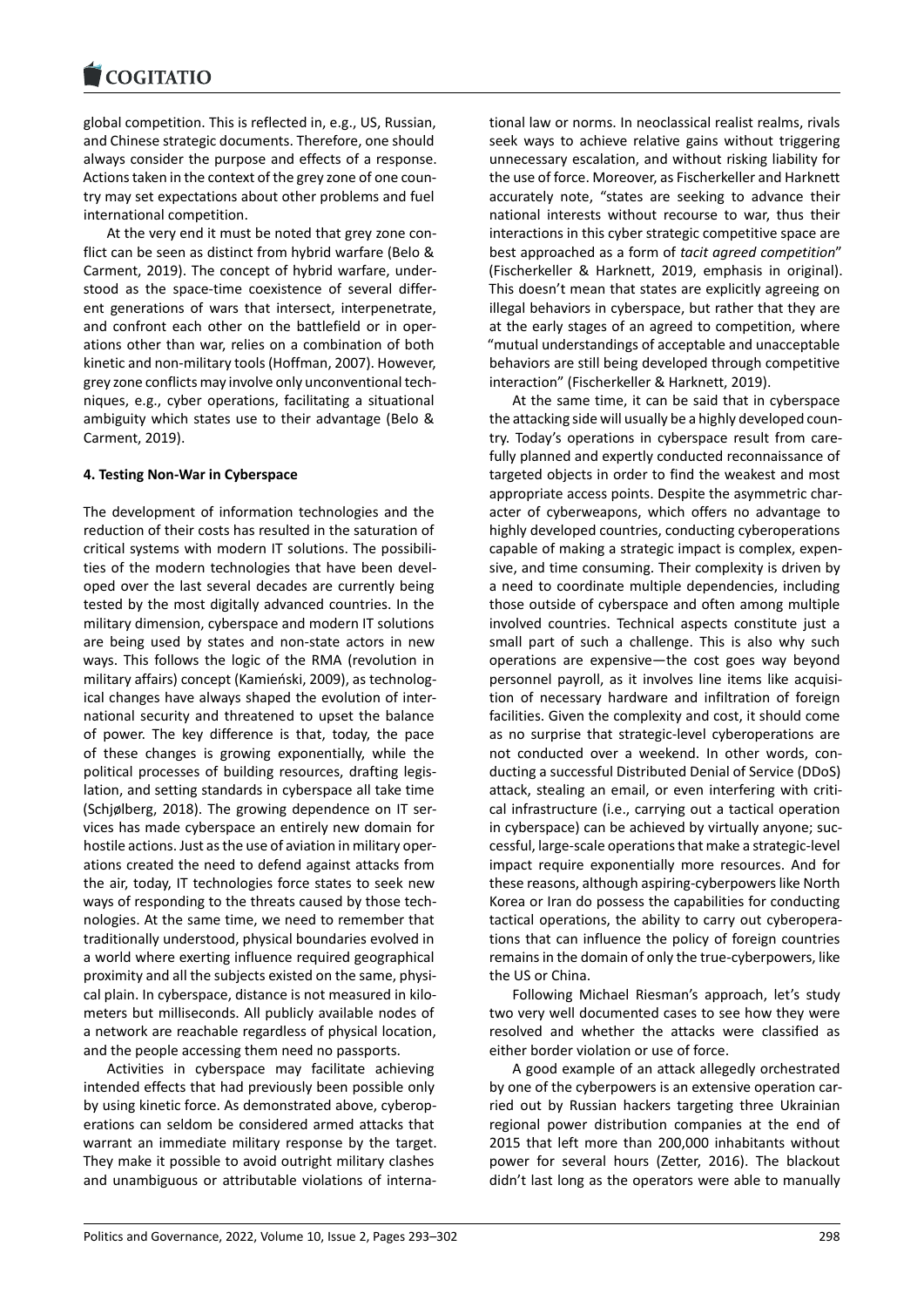global competition. This is reflected in, e.g., US, Russian, and Chinese strategic documents. Therefore, one should always consider the purpose and effects of a response. Actions taken in the context of the grey zone of one country may set expectations about other problems and fuel international competition.

At the very end it must be noted that grey zone conflict can be seen as distinct from hybrid warfare (Belo & Carment, 2019). The concept of hybrid warfare, understood as the space-time coexistence of several different generations of wars that intersect, interpenetrate, and confront each other on the battlefield or in operations other than war, relies on a combination of both kinetic and non-military tools (Hoffman, 2007). However, grey zone conflicts may involve only unconventional techniques, e.g., cyber operations, facilitating a situational ambiguity which states use to their advantage (Belo & Carment, 2019).

## 4. Testing Non-War in Cyberspace

The development of information technologies and the reduction of their costs has resulted in the saturation of critical systems with modern IT solutions. The possibilities of the modern technologies that have been developed over the last several decades are currently being tested by the most digitally advanced countries. In the military dimension, cyberspace and modern IT solutions are being used by states and non-state actors in new ways. This follows the logic of the RMA (revolution in military affairs) concept (Kamieński, 2009), as technological changes have always shaped the evolution of international security and threatened to upset the balance of power. The key difference is that, today, the pace of these changes is growing exponentially, while the political processes of building resources, drafting legislation, and setting standards in cyberspace all take time (Schjølberg, 2018). The growing dependence on IT services has made cyberspace an entirely new domain for hostile actions. Just as the use of aviation in military operations created the need to defend against attacks from the air, today, IT technologies force states to seek new ways of responding to the threats caused by those technologies. At the same time, we need to remember that traditionally understood, physical boundaries evolved in a world where exerting influence required geographical proximity and all the subjects existed on the same, physical plain. In cyberspace, distance is not measured in kilometers but milliseconds. All publicly available nodes of a network are reachable regardless of physical location, and the people accessing them need no passports.

Activities in cyberspace may facilitate achieving intended effects that had previously been possible only by using kinetic force. As demonstrated above, cyberoperations can seldom be considered armed attacks that warrant an immediate military response by the target. They make it possible to avoid outright military clashes and unambiguous or attributable violations of international law or norms. In neoclassical realist realms, rivals seek ways to achieve relative gains without triggering unnecessary escalation, and without risking liability for the use of force. Moreover, as Fischerkeller and Harknett accurately note, "states are seeking to advance their national interests without recourse to war, thus their interactions in this cyber strategic competitive space are best approached as a form of *tacit agreed competition*" (Fischerkeller & Harknett, 2019, emphasis in original). This doesn't mean that states are explicitly agreeing on illegal behaviors in cyberspace, but rather that they are at the early stages of an agreed to competition, where "mutual understandings of acceptable and unacceptable behaviors are still being developed through competitive interaction" (Fischerkeller & Harknett, 2019).

At the same time, it can be said that in cyberspace the attacking side will usually be a highly developed country. Today's operations in cyberspace result from carefully planned and expertly conducted reconnaissance of targeted objects in order to find the weakest and most appropriate access points. Despite the asymmetric character of cyberweapons, which offers no advantage to highly developed countries, conducting cyberoperations capable of making a strategic impact is complex, expensive, and time consuming. Their complexity is driven by a need to coordinate multiple dependencies, including those outside of cyberspace and often among multiple involved countries. Technical aspects constitute just a small part of such a challenge. This is also why such operations are expensive—the cost goes way beyond personnel payroll, as it involves line items like acquisition of necessary hardware and infiltration of foreign facilities. Given the complexity and cost, it should come as no surprise that strategic-level cyberoperations are not conducted over a weekend. In other words, conducting a successful Distributed Denial of Service (DDoS) attack, stealing an email, or even interfering with critical infrastructure (i.e., carrying out a tactical operation in cyberspace) can be achieved by virtually anyone; successful, large-scale operations that make a strategic-level impact require exponentially more resources. And for these reasons, although aspiring-cyberpowers like North Korea or Iran do possess the capabilities for conducting tactical operations, the ability to carry out cyberoperations that can influence the policy of foreign countries remains in the domain of only the true-cyberpowers, like the US or China.

Following Michael Riesman's approach, let's study two very well documented cases to see how they were resolved and whether the attacks were classified as either border violation or use of force.

A good example of an attack allegedly orchestrated by one of the cyberpowers is an extensive operation carried out by Russian hackers targeting three Ukrainian regional power distribution companies at the end of 2015 that left more than 200,000 inhabitants without power for several hours (Zetter, 2016). The blackout didn't last long as the operators were able to manually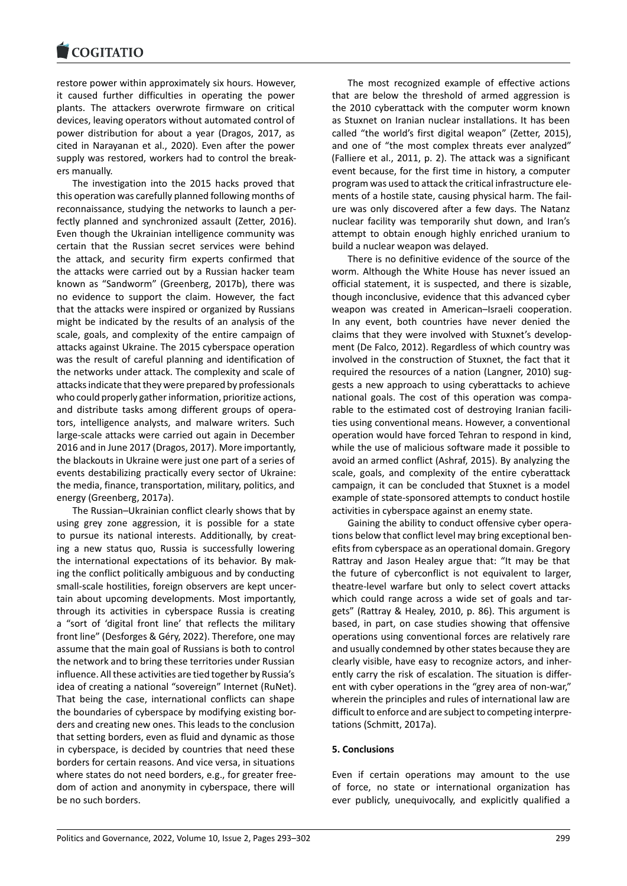restore power within approximately six hours. However, it caused further difficulties in operating the power plants. The attackers overwrote firmware on critical devices, leaving operators without automated control of power distribution for about a year (Dragos, 2017, as cited in Narayanan et al., 2020). Even after the power supply was restored, workers had to control the breakers manually.

The investigation into the 2015 hacks proved that this operation was carefully planned following months of reconnaissance, studying the networks to launch a perfectly planned and synchronized assault (Zetter, 2016). Even though the Ukrainian intelligence community was certain that the Russian secret services were behind the attack, and security firm experts confirmed that the attacks were carried out by a Russian hacker team known as "Sandworm" (Greenberg, 2017b), there was no evidence to support the claim. However, the fact that the attacks were inspired or organized by Russians might be indicated by the results of an analysis of the scale, goals, and complexity of the entire campaign of attacks against Ukraine. The 2015 cyberspace operation was the result of careful planning and identification of the networks under attack. The complexity and scale of attacks indicate that they were prepared by professionals who could properly gather information, prioritize actions, and distribute tasks among different groups of operators, intelligence analysts, and malware writers. Such large-scale attacks were carried out again in December 2016 and in June 2017 (Dragos, 2017). More importantly, the blackouts in Ukraine were just one part of a series of events destabilizing practically every sector of Ukraine: the media, finance, transportation, military, politics, and energy (Greenberg, 2017a).

The Russian–Ukrainian conflict clearly shows that by using grey zone aggression, it is possible for a state to pursue its national interests. Additionally, by creating a new status quo, Russia is successfully lowering the international expectations of its behavior. By making the conflict politically ambiguous and by conducting small-scale hostilities, foreign observers are kept uncertain about upcoming developments. Most importantly, through its activities in cyberspace Russia is creating a "sort of 'digital front line' that reflects the military front line" (Desforges & Géry, 2022). Therefore, one may assume that the main goal of Russians is both to control the network and to bring these territories under Russian influence. All these activities are tied together by Russia's idea of creating a national "sovereign" Internet (RuNet). That being the case, international conflicts can shape the boundaries of cyberspace by modifying existing borders and creating new ones. This leads to the conclusion that setting borders, even as fluid and dynamic as those in cyberspace, is decided by countries that need these borders for certain reasons. And vice versa, in situations where states do not need borders, e.g., for greater freedom of action and anonymity in cyberspace, there will be no such borders.

The most recognized example of effective actions that are below the threshold of armed aggression is the 2010 cyberattack with the computer worm known as Stuxnet on Iranian nuclear installations. It has been called "the world's first digital weapon" (Zetter, 2015), and one of "the most complex threats ever analyzed" (Falliere et al., 2011, p. 2). The attack was a significant event because, for the first time in history, a computer program was used to attack the critical infrastructure elements of a hostile state, causing physical harm. The failure was only discovered after a few days. The Natanz nuclear facility was temporarily shut down, and Iran's attempt to obtain enough highly enriched uranium to build a nuclear weapon was delayed.

There is no definitive evidence of the source of the worm. Although the White House has never issued an official statement, it is suspected, and there is sizable, though inconclusive, evidence that this advanced cyber weapon was created in American–Israeli cooperation. In any event, both countries have never denied the claims that they were involved with Stuxnet's development (De Falco, 2012). Regardless of which country was involved in the construction of Stuxnet, the fact that it required the resources of a nation (Langner, 2010) suggests a new approach to using cyberattacks to achieve national goals. The cost of this operation was comparable to the estimated cost of destroying Iranian facilities using conventional means. However, a conventional operation would have forced Tehran to respond in kind, while the use of malicious software made it possible to avoid an armed conflict (Ashraf, 2015). By analyzing the scale, goals, and complexity of the entire cyberattack campaign, it can be concluded that Stuxnet is a model example of state-sponsored attempts to conduct hostile activities in cyberspace against an enemy state.

Gaining the ability to conduct offensive cyber operations below that conflict level may bring exceptional benefits from cyberspace as an operational domain. Gregory Rattray and Jason Healey argue that: "It may be that the future of cyberconflict is not equivalent to larger, theatre-level warfare but only to select covert attacks which could range across a wide set of goals and targets" (Rattray & Healey, 2010, p. 86). This argument is based, in part, on case studies showing that offensive operations using conventional forces are relatively rare and usually condemned by other states because they are clearly visible, have easy to recognize actors, and inherently carry the risk of escalation. The situation is different with cyber operations in the "grey area of non-war," wherein the principles and rules of international law are difficult to enforce and are subject to competing interpretations (Schmitt, 2017a).

## 5. Conclusions

Even if certain operations may amount to the use of force, no state or international organization has ever publicly, unequivocally, and explicitly qualified a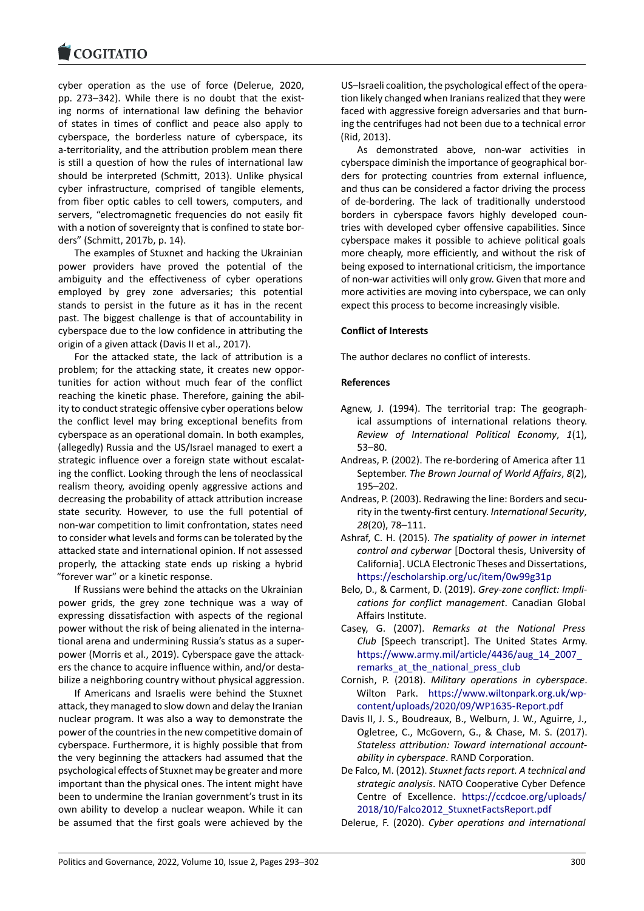cyber operation as the use of force (Delerue, 2020, pp. 273–342). While there is no doubt that the existing norms of international law defining the behavior of states in times of conflict and peace also apply to cyberspace, the borderless nature of cyberspace, its a-territoriality, and the attribution problem mean there is still a question of how the rules of international law should be interpreted (Schmitt, 2013). Unlike physical cyber infrastructure, comprised of tangible elements, from fiber optic cables to cell towers, computers, and servers, "electromagnetic frequencies do not easily fit with a notion of sovereignty that is confined to state borders" (Schmitt, 2017b, p. 14).

The examples of Stuxnet and hacking the Ukrainian power providers have proved the potential of the ambiguity and the effectiveness of cyber operations employed by grey zone adversaries; this potential stands to persist in the future as it has in the recent past. The biggest challenge is that of accountability in cyberspace due to the low confidence in attributing the origin of a given attack (Davis II et al., 2017).

For the attacked state, the lack of attribution is a problem; for the attacking state, it creates new opportunities for action without much fear of the conflict reaching the kinetic phase. Therefore, gaining the ability to conduct strategic offensive cyber operations below the conflict level may bring exceptional benefits from cyberspace as an operational domain. In both examples, (allegedly) Russia and the US/Israel managed to exert a strategic influence over a foreign state without escalating the conflict. Looking through the lens of neoclassical realism theory, avoiding openly aggressive actions and decreasing the probability of attack attribution increase state security. However, to use the full potential of non-war competition to limit confrontation, states need to consider what levels and forms can be tolerated by the attacked state and international opinion. If not assessed properly, the attacking state ends up risking a hybrid "forever war" or a kinetic response.

If Russians were behind the attacks on the Ukrainian power grids, the grey zone technique was a way of expressing dissatisfaction with aspects of the regional power without the risk of being alienated in the international arena and undermining Russia's status as a superpower (Morris et al., 2019). Cyberspace gave the attackers the chance to acquire influence within, and/or destabilize a neighboring country without physical aggression.

If Americans and Israelis were behind the Stuxnet attack, they managed to slow down and delay the Iranian nuclear program. It was also a way to demonstrate the power of the countries in the new competitive domain of cyberspace. Furthermore, it is highly possible that from the very beginning the attackers had assumed that the psychological effects of Stuxnet may be greater and more important than the physical ones. The intent might have been to undermine the Iranian government's trust in its own ability to develop a nuclear weapon. While it can be assumed that the first goals were achieved by the US–Israeli coalition, the psychological effect of the operation likely changed when Iranians realized that they were faced with aggressive foreign adversaries and that burning the centrifuges had not been due to a technical error (Rid, 2013).

As demonstrated above, non-war activities in cyberspace diminish the importance of geographical borders for protecting countries from external influence, and thus can be considered a factor driving the process of de-bordering. The lack of traditionally understood borders in cyberspace favors highly developed countries with developed cyber offensive capabilities. Since cyberspace makes it possible to achieve political goals more cheaply, more efficiently, and without the risk of being exposed to international criticism, the importance of non-war activities will only grow. Given that more and more activities are moving into cyberspace, we can only expect this process to become increasingly visible.

**Conflict of Interests**

The author declares no conflict of interests.

**References**

Agnew, J. (1994). The territorial trap: The geographical assumptions of international relations theory. *Review of International Political Economy*, *1*(1), 53–80.

Andreas, P. (2002). The re-bordering of America after 11 September. *The Brown Journal of World Affairs*, *8*(2), 195–202.

Andreas, P. (2003). Redrawing the line: Borders and security in the twenty-first century. *International Security*, *28*(20), 78–111.

Ashraf, C. H. (2015). *The spatiality of power in internet control and cyberwar* [Doctoral thesis, University of California]. UCLA Electronic Theses and Dissertations. https://escholarship.org/uc/item/0w99g31p

Belo, D., & Carment, D. (2019). *Grey-zone conflict: Implications for conflict management*. Canadian Global Affairs Institute.

Casey, G. (2007). *Remarks at the National Press Club* [Speech transcript]. The United States Army. https://www.army.mil/article/4436/aug_14_2007_remarks_at_the_national_press_club

Cornish, P. (2018). *Military operations in cyberspace*. Wilton Park. https://www.wiltonpark.org.uk/wp-content/uploads/2020/09/WP1635-Report.pdf

Davis II, J. S., Boudreaux, B., Welburn, J. W., Aguirre, J., Ogletree, C., McGovern, G., & Chase, M. S. (2017). *Stateless attribution: Toward international accountability in cyberspace*. RAND Corporation.

De Falco, M. (2012). *Stuxnet facts report. A technical and strategic analysis*. NATO Cooperative Cyber Defence Centre of Excellence. https://ccdcoe.org/uploads/2018/10/Falco2012_StuxnetFactsReport.pdf

Delerue, F. (2020). *Cyber operations and international*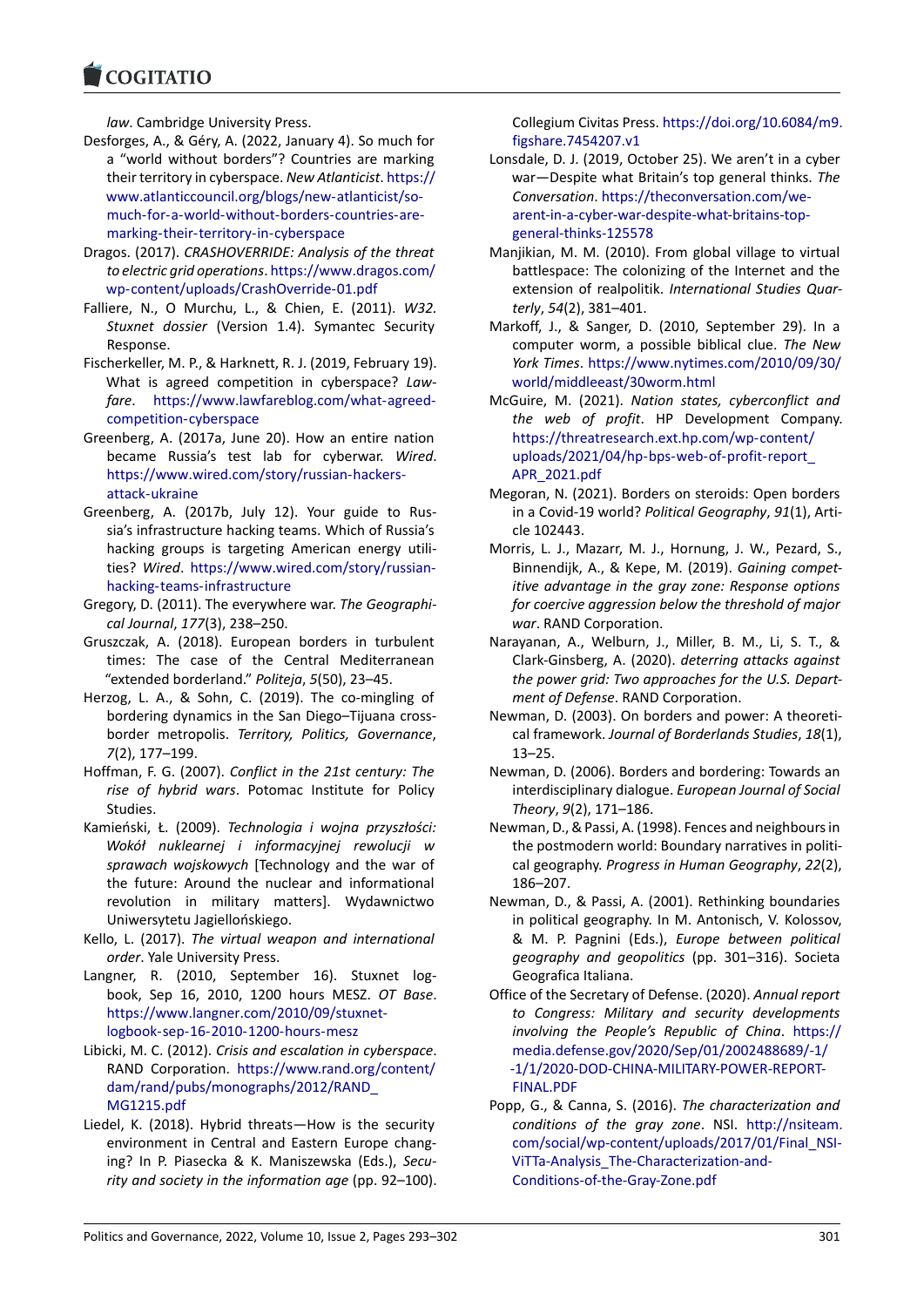*law*. Cambridge University Press.

Desforges, A., & Géry, A. (2022, January 4). So much for a "world without borders"? Countries are marking their territory in cyberspace. *New Atlanticist*. https://www.atlanticcouncil.org/blogs/new-atlanticist/so-much-for-a-world-without-borders-countries-are-marking-their-territory-in-cyberspace

Dragos. (2017). *CRASHOVERRIDE: Analysis of the threat to electric grid operations*. https://www.dragos.com/wp-content/uploads/CrashOverride-01.pdf

Falliere, N., O Murchu, L., & Chien, E. (2011). *W32. Stuxnet dossier* (Version 1.4). Symantec Security Response.

Fischerkeller, M. P., & Harknett, R. J. (2019, February 19). What is agreed competition in cyberspace? *Lawfare*. https://www.lawfareblog.com/what-agreed-competition-cyberspace

Greenberg, A. (2017a, June 20). How an entire nation became Russia's test lab for cyberwar. *Wired*. https://www.wired.com/story/russian-hackers-attack-ukraine

Greenberg, A. (2017b, July 12). Your guide to Russia's infrastructure hacking teams. Which of Russia's hacking groups is targeting American energy utilities? *Wired*. https://www.wired.com/story/russian-hacking-teams-infrastructure

Gregory, D. (2011). The everywhere war. *The Geographical Journal*, *177*(3), 238–250.

Gruszczak, A. (2018). European borders in turbulent times: The case of the Central Mediterranean "extended borderland." *Politeja*, *5*(50), 23–45.

Herzog, L. A., & Sohn, C. (2019). The co-mingling of bordering dynamics in the San Diego–Tijuana cross-border metropolis. *Territory, Politics, Governance*, *7*(2), 177–199.

Hoffman, F. G. (2007). *Conflict in the 21st century: The rise of hybrid wars*. Potomac Institute for Policy Studies.

Kamieński, Ł. (2009). *Technologia i wojna przyszłości: Wokół nuklearnej i informacyjnej rewolucji w sprawach wojskowych* [Technology and the war of the future: Around the nuclear and informational revolution in military matters]. Wydawnictwo Uniwersytetu Jagiellońskiego.

Kello, L. (2017). *The virtual weapon and international order*. Yale University Press.

Langner, R. (2010, September 16). Stuxnet logbook, Sep 16, 2010, 1200 hours MESZ. *OT Base*. https://www.langner.com/2010/09/stuxnet-logbook-sep-16-2010-1200-hours-mesz

Libicki, M. C. (2012). *Crisis and escalation in cyberspace*. RAND Corporation. https://www.rand.org/content/dam/rand/pubs/monographs/2012/RAND_MG1215.pdf

Liedel, K. (2018). Hybrid threats—How is the security environment in Central and Eastern Europe changing? In P. Piasecka & K. Maniszewska (Eds.), *Security and society in the information age* (pp. 92–100). Collegium Civitas Press. https://doi.org/10.6084/m9.figshare.7454207.v1

Lonsdale, D. J. (2019, October 25). We aren't in a cyber war—Despite what Britain's top general thinks. *The Conversation*. https://theconversation.com/we-arent-in-a-cyber-war-despite-what-britains-top-general-thinks-125578

Manjikian, M. M. (2010). From global village to virtual battlespace: The colonizing of the Internet and the extension of realpolitik. *International Studies Quarterly*, *54*(2), 381–401.

Markoff, J., & Sanger, D. (2010, September 29). In a computer worm, a possible biblical clue. *The New York Times*. https://www.nytimes.com/2010/09/30/world/middleeast/30worm.html

McGuire, M. (2021). *Nation states, cyberconflict and the web of profit*. HP Development Company. https://threatresearch.ext.hp.com/wp-content/uploads/2021/04/hp-bps-web-of-profit-report_APR_2021.pdf

Megoran, N. (2021). Borders on steroids: Open borders in a Covid-19 world? *Political Geography*, *91*(1), Article 102443.

Morris, L. J., Mazarr, M. J., Hornung, J. W., Pezard, S., Binnendijk, A., & Kepe, M. (2019). *Gaining competitive advantage in the gray zone: Response options for coercive aggression below the threshold of major war*. RAND Corporation.

Narayanan, A., Welburn, J., Miller, B. M., Li, S. T., & Clark-Ginsberg, A. (2020). *deterring attacks against the power grid: Two approaches for the U.S. Department of Defense*. RAND Corporation.

Newman, D. (2003). On borders and power: A theoretical framework. *Journal of Borderlands Studies*, *18*(1), 13–25.

Newman, D. (2006). Borders and bordering: Towards an interdisciplinary dialogue. *European Journal of Social Theory*, *9*(2), 171–186.

Newman, D., & Passi, A. (1998). Fences and neighbours in the postmodern world: Boundary narratives in political geography. *Progress in Human Geography*, *22*(2), 186–207.

Newman, D., & Passi, A. (2001). Rethinking boundaries in political geography. In M. Antonisch, V. Kolossov, & M. P. Pagnini (Eds.), *Europe between political geography and geopolitics* (pp. 301–316). Societa Geografica Italiana.

Office of the Secretary of Defense. (2020). *Annual report to Congress: Military and security developments involving the People's Republic of China*. https://media.defense.gov/2020/Sep/01/2002488689/-1/-1/1/2020-DOD-CHINA-MILITARY-POWER-REPORT-FINAL.PDF

Popp, G., & Canna, S. (2016). *The characterization and conditions of the gray zone*. NSI. http://nsiteam.com/social/wp-content/uploads/2017/01/Final_NSI-ViTTa-Analysis_The-Characterization-and-Conditions-of-the-Gray-Zone.pdf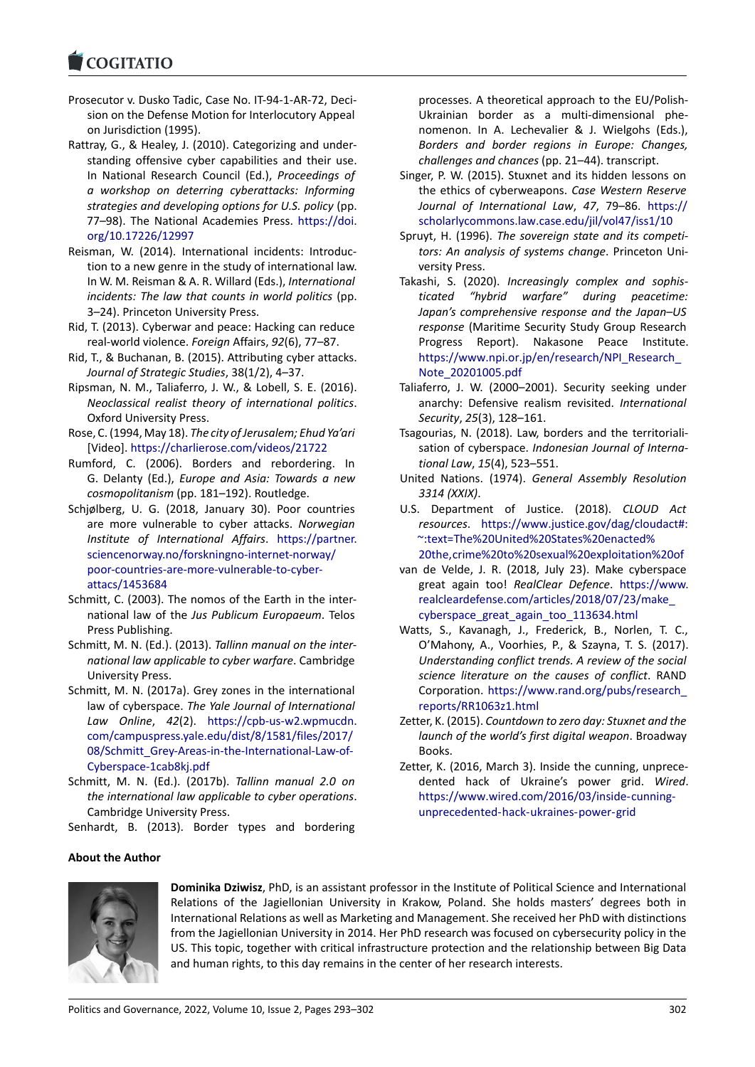Prosecutor v. Dusko Tadic, Case No. IT-94-1-AR-72, Decision on the Defense Motion for Interlocutory Appeal on Jurisdiction (1995).

Rattray, G., & Healey, J. (2010). Categorizing and understanding offensive cyber capabilities and their use. In National Research Council (Ed.), *Proceedings of a workshop on deterring cyberattacks: Informing strategies and developing options for U.S. policy* (pp. 77–98). The National Academies Press. https://doi.org/10.17226/12997

Reisman, W. (2014). International incidents: Introduction to a new genre in the study of international law. In W. M. Reisman & A. R. Willard (Eds.), *International incidents: The law that counts in world politics* (pp. 3–24). Princeton University Press.

Rid, T. (2013). Cyberwar and peace: Hacking can reduce real-world violence. *Foreign* Affairs, *92*(6), 77–87.

Rid, T., & Buchanan, B. (2015). Attributing cyber attacks. *Journal of Strategic Studies*, 38(1/2), 4–37.

Ripsman, N. M., Taliaferro, J. W., & Lobell, S. E. (2016). *Neoclassical realist theory of international politics*. Oxford University Press.

Rose, C. (1994, May 18). *The city of Jerusalem; Ehud Ya'ari* [Video]. https://charlierose.com/videos/21722

Rumford, C. (2006). Borders and rebordering. In G. Delanty (Ed.), *Europe and Asia: Towards a new cosmopolitanism* (pp. 181–192). Routledge.

Schjølberg, U. G. (2018, January 30). Poor countries are more vulnerable to cyber attacks. *Norwegian Institute of International Affairs*. https://partner.sciencenorway.no/forskningno-internet-norway/poor-countries-are-more-vulnerable-to-cyber-attacs/1453684

Schmitt, C. (2003). The nomos of the Earth in the international law of the *Jus Publicum Europaeum*. Telos Press Publishing.

Schmitt, M. N. (Ed.). (2013). *Tallinn manual on the international law applicable to cyber warfare*. Cambridge University Press.

Schmitt, M. N. (2017a). Grey zones in the international law of cyberspace. *The Yale Journal of International Law Online*, *42*(2). https://cpb-us-w2.wpmucdn.com/campuspress.yale.edu/dist/8/1581/files/2017/08/Schmitt_Grey-Areas-in-the-International-Law-of-Cyberspace-1cab8kj.pdf

Schmitt, M. N. (Ed.). (2017b). *Tallinn manual 2.0 on the international law applicable to cyber operations*. Cambridge University Press.

Senhardt, B. (2013). Border types and bordering processes. A theoretical approach to the EU/Polish-Ukrainian border as a multi-dimensional phenomenon. In A. Lechevalier & J. Wielgohs (Eds.), *Borders and border regions in Europe: Changes, challenges and chances* (pp. 21–44). transcript.

Singer, P. W. (2015). Stuxnet and its hidden lessons on the ethics of cyberweapons. *Case Western Reserve Journal of International Law*, *47*, 79–86. https://scholarlycommons.law.case.edu/jil/vol47/iss1/10

Spruyt, H. (1996). *The sovereign state and its competitors: An analysis of systems change*. Princeton University Press.

Takashi, S. (2020). *Increasingly complex and sophisticated "hybrid warfare" during peacetime: Japan's comprehensive response and the Japan–US response* (Maritime Security Study Group Research Progress Report). Nakasone Peace Institute. https://www.npi.or.jp/en/research/NPI_Research_Note_20201005.pdf

Taliaferro, J. W. (2000–2001). Security seeking under anarchy: Defensive realism revisited. *International Security*, *25*(3), 128–161.

Tsagourias, N. (2018). Law, borders and the territorialisation of cyberspace. *Indonesian Journal of International Law*, *15*(4), 523–551.

United Nations. (1974). *General Assembly Resolution 3314 (XXIX)*.

U.S. Department of Justice. (2018). *CLOUD Act resources*. https://www.justice.gov/dag/cloudact#:~:text=The%20United%20States%20enacted%20the,crime%20to%20sexual%20exploitation%20of

van de Velde, J. R. (2018, July 23). Make cyberspace great again too! *RealClear Defence*. https://www.realcleardefense.com/articles/2018/07/23/make_cyberspace_great_again_too_113634.html

Watts, S., Kavanagh, J., Frederick, B., Norlen, T. C., O'Mahony, A., Voorhies, P., & Szayna, T. S. (2017). *Understanding conflict trends. A review of the social science literature on the causes of conflict*. RAND Corporation. https://www.rand.org/pubs/research_reports/RR1063z1.html

Zetter, K. (2015). *Countdown to zero day: Stuxnet and the launch of the world's first digital weapon*. Broadway Books.

Zetter, K. (2016, March 3). Inside the cunning, unprecedented hack of Ukraine's power grid. *Wired*. https://www.wired.com/2016/03/inside-cunning-unprecedented-hack-ukraines-power-grid

## About the Author

**Dominika Dziwisz**, PhD, is an assistant professor in the Institute of Political Science and International Relations of the Jagiellonian University in Krakow, Poland. She holds masters' degrees both in International Relations as well as Marketing and Management. She received her PhD with distinctions from the Jagiellonian University in 2014. Her PhD research was focused on cybersecurity policy in the US. This topic, together with critical infrastructure protection and the relationship between Big Data and human rights, to this day remains in the center of her research interests.